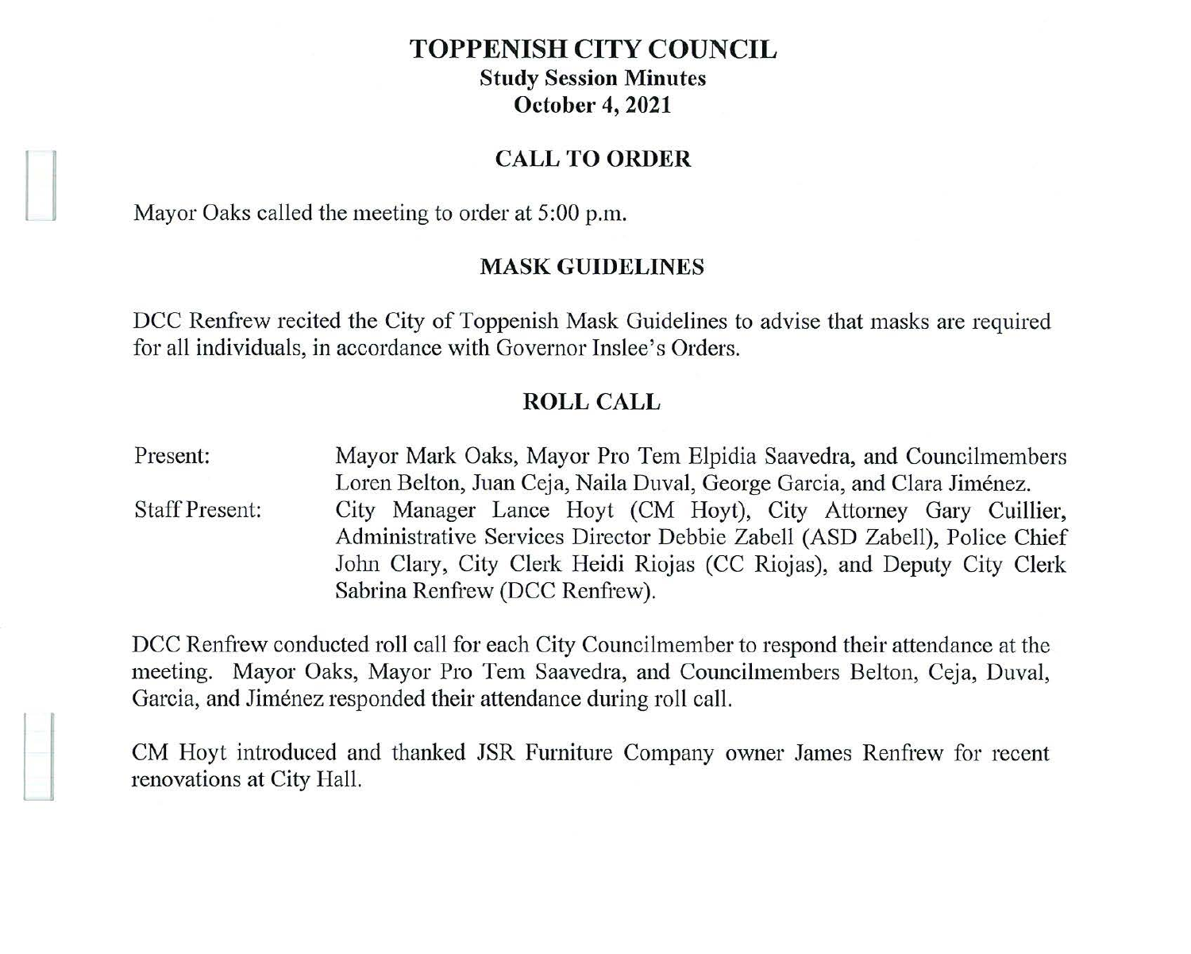# TOPPENISH CITY COUNCIL

## Study Session Minutes

## October 4, 2021

### CALL TO ORDER

Mayor Oaks called the meeting to order at 5:00 p.m.

### MASK GUIDELINES

DCC Renfrew recited the City of Toppenish Mask Guidelines to advise that masks are required for all individuals, in accordance with Governor Inslee's Orders.

### ROLL CALL

Present: Mayor Mark Oaks, Mayor Pro Tem Elpidia Saavedra, and Councilmembers Loren Belton, Juan Ceja, Naila Duval, George Garcia, and Clara Jiménez.

Staff Present: City Manager Lance Hoyt (CM Hoyt), City Attorney Gary Cuillier, Administrative Services Director Debbie Zabell (ASD Zabell), Police Chief John Clary, City Clerk Heidi Riojas (CC Riojas), and Deputy City Clerk Sabrina Renfrew (DCC Renfrew).

DCC Renfrew conducted roll call for each City Councilmember to respond their attendance at the meeting. Mayor Oaks, Mayor Pro Tem Saavedra, and Councilmembers Belton, Ceja, Duval, Garcia, and Jiménez responded their attendance during roll call.

CM Hoyt introduced and thanked JSR Furniture Company owner James Renfrew for recent renovations at City Hall.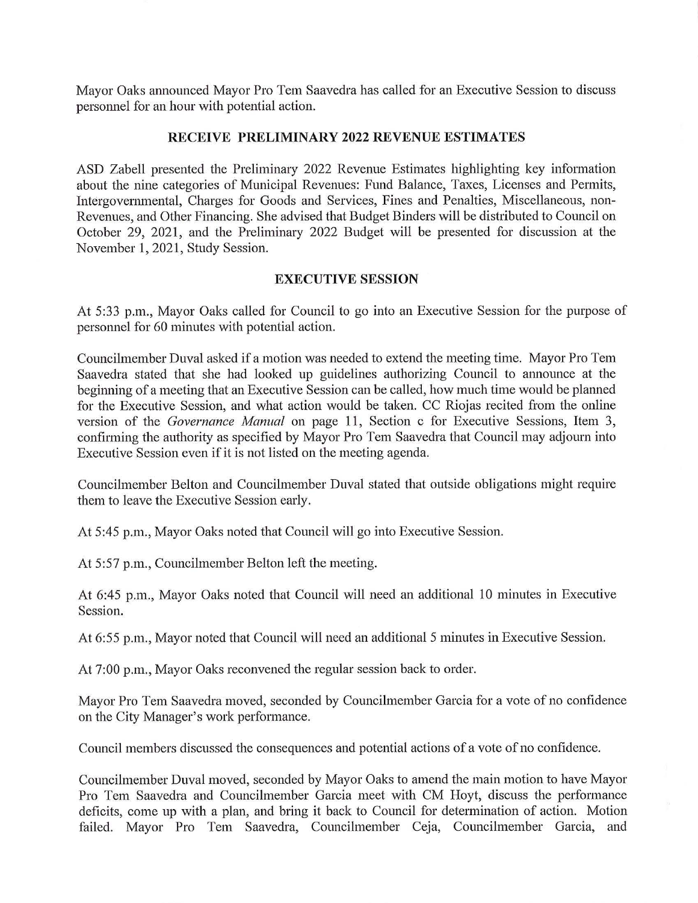Mayor Oaks announced Mayor Pro Tem Saavedra has called for an Executive Session to discuss personnel for an hour with potential action.

## RECEIVE PRELIMINARY 2022 REVENUE ESTIMATES

ASD Zabell presented the Preliminary 2022 Revenue Estimates highlighting key information about the nine categories of Municipal Revenues: Fund Balance, Taxes, Licenses and Permits, Intergovernmental, Charges for Goods and Services, Fines and Penalties, Miscellaneous, non-Revenues, and Other Financing. She advised that Budget Binders will be distributed to Council on October 29, 2021, and the Preliminary 2022 Budget will be presented for discussion at the November 1, 2021, Study Session.

## EXECUTIVE SESSION

At 5:33 p.m., Mayor Oaks called for Council to go into an Executive Session for the purpose of personnel for 60 minutes with potential action.

Councilmember Duval asked if a motion was needed to extend the meeting time. Mayor Pro Tem Saavedra stated that she had looked up guidelines authorizing Council to announce at the beginning of a meeting that an Executive Session can be called, how much time would be planned for the Executive Session, and what action would be taken. CC Riojas recited from the online version of the *Governance Manual* on page 11, Section c for Executive Sessions, Item 3, confirming the authority as specified by Mayor Pro Tem Saavedra that Council may adjourn into Executive Session even if it is not listed on the meeting agenda.

Councilmember Belton and Councilmember Duval stated that outside obligations might require them to leave the Executive Session early.

At 5:45 p.m., Mayor Oaks noted that Council will go into Executive Session.

At 5:57 p.m., Councilmember Belton left the meeting.

At 6:45 p.m., Mayor Oaks noted that Council will need an additional 10 minutes in Executive Session.

At 6:55 p.m., Mayor noted that Council will need an additional 5 minutes in Executive Session.

At 7:00 p.m., Mayor Oaks reconvened the regular session back to order.

Mayor Pro Tem Saavedra moved, seconded by Councilmember Garcia for a vote of no confidence on the City Manager's work performance.

Council members discussed the consequences and potential actions of a vote of no confidence.

Councilmember Duval moved, seconded by Mayor Oaks to amend the main motion to have Mayor Pro Tem Saavedra and Councilmember Garcia meet with CM Hoyt, discuss the performance deficits, come up with a plan, and bring it back to Council for determination of action. Motion failed. Mayor Pro Tem Saavedra, Councilmember Ceja, Councilmember Garcia, and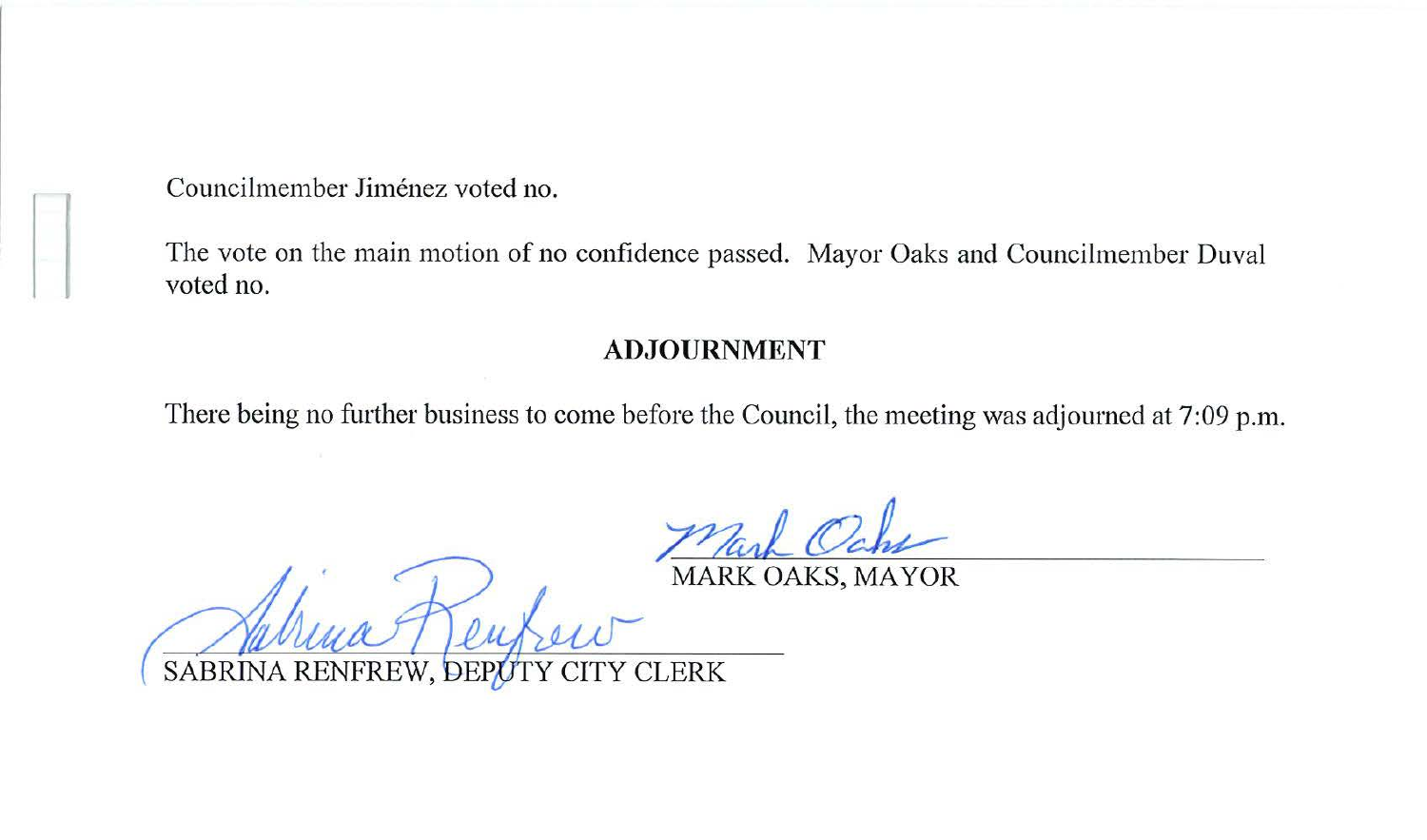Councilmember Jiménez voted no.

The vote on the main motion of no confidence passed. Mayor Oaks and Councilmember Duval voted no.

## ADJOURNMENT

There being no further business to come before the Council, the meeting was adjourned at 7:09 p.m.

MARK OAKS, MAYOR

SABRINA RENFREW, DEPUTY CITY CLERK